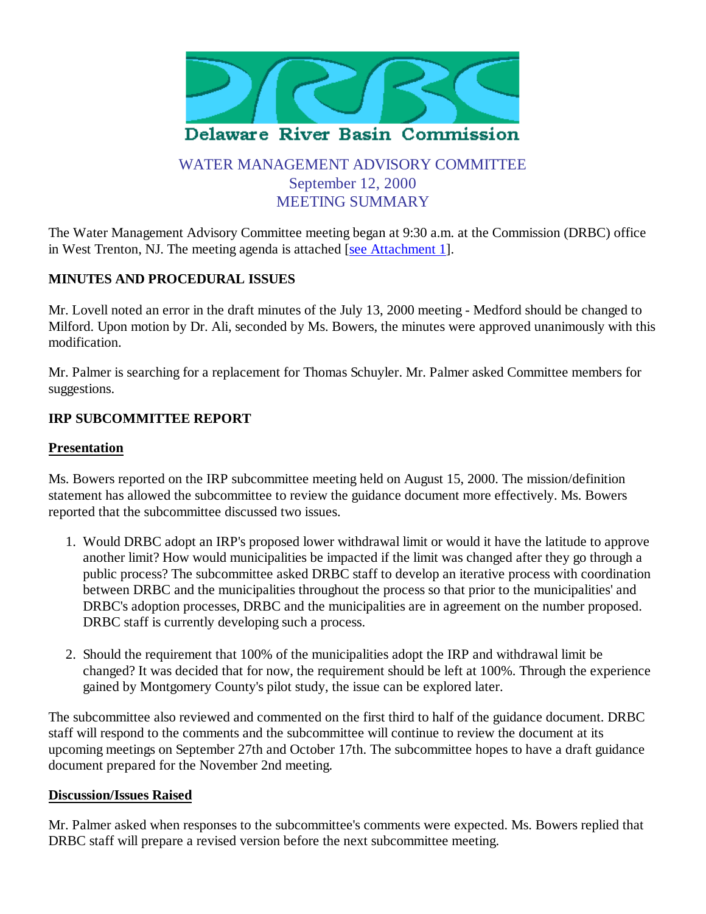# Delaware River Basin Commission

## WATER MANAGEMENT ADVISORY COMMITTEE
## September 12, 2000
## MEETING SUMMARY

The Water Management Advisory Committee meeting began at 9:30 a.m. at the Commission (DRBC) office in West Trenton, NJ. The meeting agenda is attached [see Attachment 1].

**MINUTES AND PROCEDURAL ISSUES**

Mr. Lovell noted an error in the draft minutes of the July 13, 2000 meeting - Medford should be changed to Milford. Upon motion by Dr. Ali, seconded by Ms. Bowers, the minutes were approved unanimously with this modification.

Mr. Palmer is searching for a replacement for Thomas Schuyler. Mr. Palmer asked Committee members for suggestions.

**IRP SUBCOMMITTEE REPORT**

**Presentation**

Ms. Bowers reported on the IRP subcommittee meeting held on August 15, 2000. The mission/definition statement has allowed the subcommittee to review the guidance document more effectively. Ms. Bowers reported that the subcommittee discussed two issues.

1. Would DRBC adopt an IRP's proposed lower withdrawal limit or would it have the latitude to approve another limit? How would municipalities be impacted if the limit was changed after they go through a public process? The subcommittee asked DRBC staff to develop an iterative process with coordination between DRBC and the municipalities throughout the process so that prior to the municipalities' and DRBC's adoption processes, DRBC and the municipalities are in agreement on the number proposed. DRBC staff is currently developing such a process.

2. Should the requirement that 100% of the municipalities adopt the IRP and withdrawal limit be changed? It was decided that for now, the requirement should be left at 100%. Through the experience gained by Montgomery County's pilot study, the issue can be explored later.

The subcommittee also reviewed and commented on the first third to half of the guidance document. DRBC staff will respond to the comments and the subcommittee will continue to review the document at its upcoming meetings on September 27th and October 17th. The subcommittee hopes to have a draft guidance document prepared for the November 2nd meeting.

**Discussion/Issues Raised**

Mr. Palmer asked when responses to the subcommittee's comments were expected. Ms. Bowers replied that DRBC staff will prepare a revised version before the next subcommittee meeting.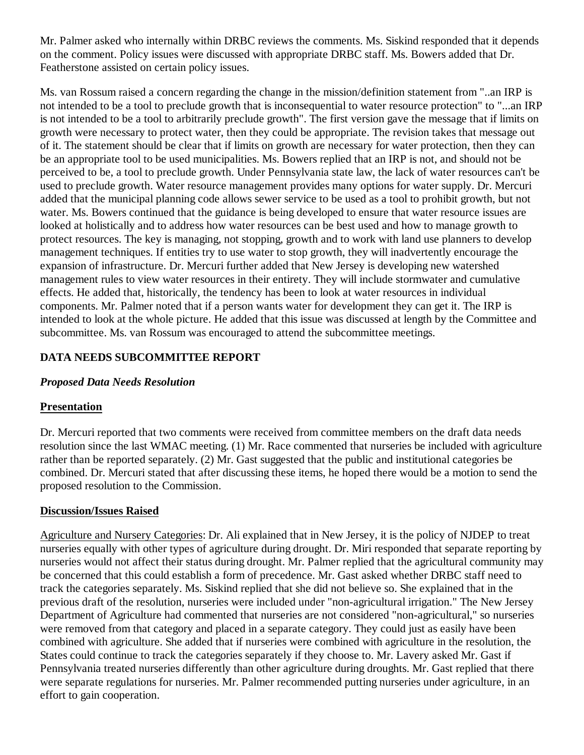Mr. Palmer asked who internally within DRBC reviews the comments. Ms. Siskind responded that it depends on the comment. Policy issues were discussed with appropriate DRBC staff. Ms. Bowers added that Dr. Featherstone assisted on certain policy issues.

Ms. van Rossum raised a concern regarding the change in the mission/definition statement from "..an IRP is not intended to be a tool to preclude growth that is inconsequential to water resource protection" to "...an IRP is not intended to be a tool to arbitrarily preclude growth". The first version gave the message that if limits on growth were necessary to protect water, then they could be appropriate. The revision takes that message out of it. The statement should be clear that if limits on growth are necessary for water protection, then they can be an appropriate tool to be used municipalities. Ms. Bowers replied that an IRP is not, and should not be perceived to be, a tool to preclude growth. Under Pennsylvania state law, the lack of water resources can't be used to preclude growth. Water resource management provides many options for water supply. Dr. Mercuri added that the municipal planning code allows sewer service to be used as a tool to prohibit growth, but not water. Ms. Bowers continued that the guidance is being developed to ensure that water resource issues are looked at holistically and to address how water resources can be best used and how to manage growth to protect resources. The key is managing, not stopping, growth and to work with land use planners to develop management techniques. If entities try to use water to stop growth, they will inadvertently encourage the expansion of infrastructure. Dr. Mercuri further added that New Jersey is developing new watershed management rules to view water resources in their entirety. They will include stormwater and cumulative effects. He added that, historically, the tendency has been to look at water resources in individual components. Mr. Palmer noted that if a person wants water for development they can get it. The IRP is intended to look at the whole picture. He added that this issue was discussed at length by the Committee and subcommittee. Ms. van Rossum was encouraged to attend the subcommittee meetings.

## DATA NEEDS SUBCOMMITTEE REPORT

### *Proposed Data Needs Resolution*

**Presentation**

Dr. Mercuri reported that two comments were received from committee members on the draft data needs resolution since the last WMAC meeting. (1) Mr. Race commented that nurseries be included with agriculture rather than be reported separately. (2) Mr. Gast suggested that the public and institutional categories be combined. Dr. Mercuri stated that after discussing these items, he hoped there would be a motion to send the proposed resolution to the Commission.

**Discussion/Issues Raised**

Agriculture and Nursery Categories: Dr. Ali explained that in New Jersey, it is the policy of NJDEP to treat nurseries equally with other types of agriculture during drought. Dr. Miri responded that separate reporting by nurseries would not affect their status during drought. Mr. Palmer replied that the agricultural community may be concerned that this could establish a form of precedence. Mr. Gast asked whether DRBC staff need to track the categories separately. Ms. Siskind replied that she did not believe so. She explained that in the previous draft of the resolution, nurseries were included under "non-agricultural irrigation." The New Jersey Department of Agriculture had commented that nurseries are not considered "non-agricultural," so nurseries were removed from that category and placed in a separate category. They could just as easily have been combined with agriculture. She added that if nurseries were combined with agriculture in the resolution, the States could continue to track the categories separately if they choose to. Mr. Lavery asked Mr. Gast if Pennsylvania treated nurseries differently than other agriculture during droughts. Mr. Gast replied that there were separate regulations for nurseries. Mr. Palmer recommended putting nurseries under agriculture, in an effort to gain cooperation.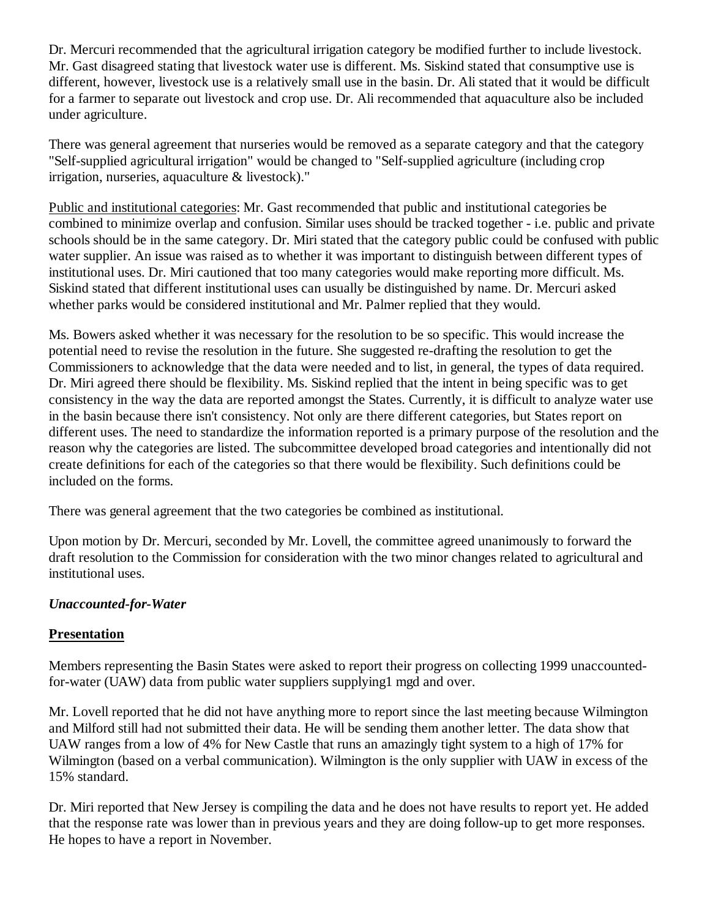Dr. Mercuri recommended that the agricultural irrigation category be modified further to include livestock. Mr. Gast disagreed stating that livestock water use is different. Ms. Siskind stated that consumptive use is different, however, livestock use is a relatively small use in the basin. Dr. Ali stated that it would be difficult for a farmer to separate out livestock and crop use. Dr. Ali recommended that aquaculture also be included under agriculture.

There was general agreement that nurseries would be removed as a separate category and that the category "Self-supplied agricultural irrigation" would be changed to "Self-supplied agriculture (including crop irrigation, nurseries, aquaculture & livestock)."

Public and institutional categories: Mr. Gast recommended that public and institutional categories be combined to minimize overlap and confusion. Similar uses should be tracked together - i.e. public and private schools should be in the same category. Dr. Miri stated that the category public could be confused with public water supplier. An issue was raised as to whether it was important to distinguish between different types of institutional uses. Dr. Miri cautioned that too many categories would make reporting more difficult. Ms. Siskind stated that different institutional uses can usually be distinguished by name. Dr. Mercuri asked whether parks would be considered institutional and Mr. Palmer replied that they would.

Ms. Bowers asked whether it was necessary for the resolution to be so specific. This would increase the potential need to revise the resolution in the future. She suggested re-drafting the resolution to get the Commissioners to acknowledge that the data were needed and to list, in general, the types of data required. Dr. Miri agreed there should be flexibility. Ms. Siskind replied that the intent in being specific was to get consistency in the way the data are reported amongst the States. Currently, it is difficult to analyze water use in the basin because there isn't consistency. Not only are there different categories, but States report on different uses. The need to standardize the information reported is a primary purpose of the resolution and the reason why the categories are listed. The subcommittee developed broad categories and intentionally did not create definitions for each of the categories so that there would be flexibility. Such definitions could be included on the forms.

There was general agreement that the two categories be combined as institutional.

Upon motion by Dr. Mercuri, seconded by Mr. Lovell, the committee agreed unanimously to forward the draft resolution to the Commission for consideration with the two minor changes related to agricultural and institutional uses.

***Unaccounted-for-Water***

**Presentation**

Members representing the Basin States were asked to report their progress on collecting 1999 unaccounted-for-water (UAW) data from public water suppliers supplying1 mgd and over.

Mr. Lovell reported that he did not have anything more to report since the last meeting because Wilmington and Milford still had not submitted their data. He will be sending them another letter. The data show that UAW ranges from a low of 4% for New Castle that runs an amazingly tight system to a high of 17% for Wilmington (based on a verbal communication). Wilmington is the only supplier with UAW in excess of the 15% standard.

Dr. Miri reported that New Jersey is compiling the data and he does not have results to report yet. He added that the response rate was lower than in previous years and they are doing follow-up to get more responses. He hopes to have a report in November.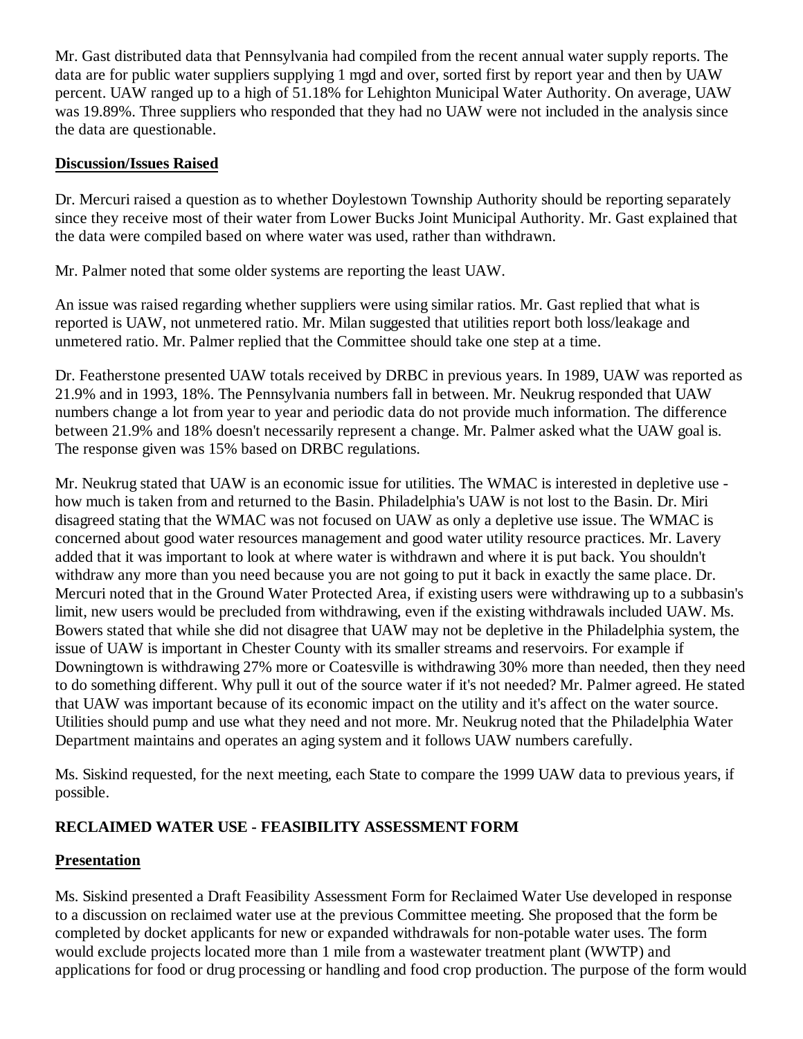Mr. Gast distributed data that Pennsylvania had compiled from the recent annual water supply reports. The data are for public water suppliers supplying 1 mgd and over, sorted first by report year and then by UAW percent. UAW ranged up to a high of 51.18% for Lehighton Municipal Water Authority. On average, UAW was 19.89%. Three suppliers who responded that they had no UAW were not included in the analysis since the data are questionable.

**Discussion/Issues Raised**

Dr. Mercuri raised a question as to whether Doylestown Township Authority should be reporting separately since they receive most of their water from Lower Bucks Joint Municipal Authority. Mr. Gast explained that the data were compiled based on where water was used, rather than withdrawn.

Mr. Palmer noted that some older systems are reporting the least UAW.

An issue was raised regarding whether suppliers were using similar ratios. Mr. Gast replied that what is reported is UAW, not unmetered ratio. Mr. Milan suggested that utilities report both loss/leakage and unmetered ratio. Mr. Palmer replied that the Committee should take one step at a time.

Dr. Featherstone presented UAW totals received by DRBC in previous years. In 1989, UAW was reported as 21.9% and in 1993, 18%. The Pennsylvania numbers fall in between. Mr. Neukrug responded that UAW numbers change a lot from year to year and periodic data do not provide much information. The difference between 21.9% and 18% doesn't necessarily represent a change. Mr. Palmer asked what the UAW goal is. The response given was 15% based on DRBC regulations.

Mr. Neukrug stated that UAW is an economic issue for utilities. The WMAC is interested in depletive use - how much is taken from and returned to the Basin. Philadelphia's UAW is not lost to the Basin. Dr. Miri disagreed stating that the WMAC was not focused on UAW as only a depletive use issue. The WMAC is concerned about good water resources management and good water utility resource practices. Mr. Lavery added that it was important to look at where water is withdrawn and where it is put back. You shouldn't withdraw any more than you need because you are not going to put it back in exactly the same place. Dr. Mercuri noted that in the Ground Water Protected Area, if existing users were withdrawing up to a subbasin's limit, new users would be precluded from withdrawing, even if the existing withdrawals included UAW. Ms. Bowers stated that while she did not disagree that UAW may not be depletive in the Philadelphia system, the issue of UAW is important in Chester County with its smaller streams and reservoirs. For example if Downingtown is withdrawing 27% more or Coatesville is withdrawing 30% more than needed, then they need to do something different. Why pull it out of the source water if it's not needed? Mr. Palmer agreed. He stated that UAW was important because of its economic impact on the utility and it's affect on the water source. Utilities should pump and use what they need and not more. Mr. Neukrug noted that the Philadelphia Water Department maintains and operates an aging system and it follows UAW numbers carefully.

Ms. Siskind requested, for the next meeting, each State to compare the 1999 UAW data to previous years, if possible.

## RECLAIMED WATER USE - FEASIBILITY ASSESSMENT FORM

**Presentation**

Ms. Siskind presented a Draft Feasibility Assessment Form for Reclaimed Water Use developed in response to a discussion on reclaimed water use at the previous Committee meeting. She proposed that the form be completed by docket applicants for new or expanded withdrawals for non-potable water uses. The form would exclude projects located more than 1 mile from a wastewater treatment plant (WWTP) and applications for food or drug processing or handling and food crop production. The purpose of the form would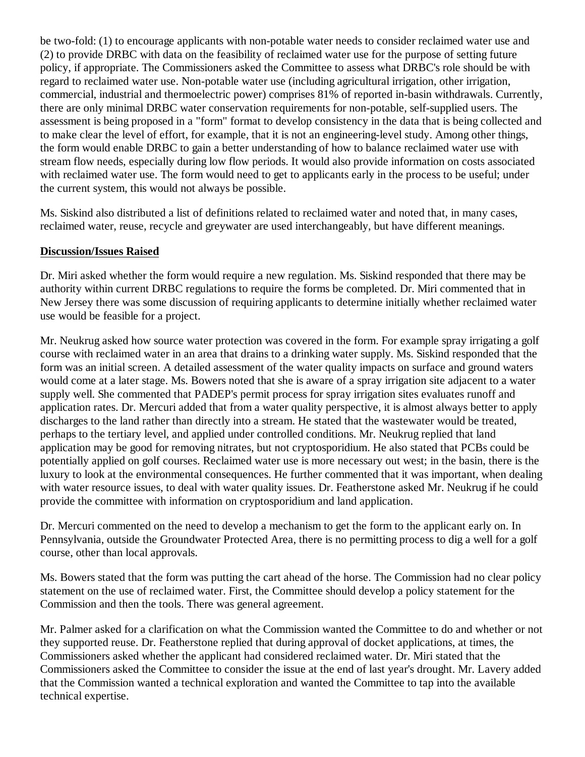be two-fold: (1) to encourage applicants with non-potable water needs to consider reclaimed water use and (2) to provide DRBC with data on the feasibility of reclaimed water use for the purpose of setting future policy, if appropriate. The Commissioners asked the Committee to assess what DRBC's role should be with regard to reclaimed water use. Non-potable water use (including agricultural irrigation, other irrigation, commercial, industrial and thermoelectric power) comprises 81% of reported in-basin withdrawals. Currently, there are only minimal DRBC water conservation requirements for non-potable, self-supplied users. The assessment is being proposed in a "form" format to develop consistency in the data that is being collected and to make clear the level of effort, for example, that it is not an engineering-level study. Among other things, the form would enable DRBC to gain a better understanding of how to balance reclaimed water use with stream flow needs, especially during low flow periods. It would also provide information on costs associated with reclaimed water use. The form would need to get to applicants early in the process to be useful; under the current system, this would not always be possible.

Ms. Siskind also distributed a list of definitions related to reclaimed water and noted that, in many cases, reclaimed water, reuse, recycle and greywater are used interchangeably, but have different meanings.

**Discussion/Issues Raised**

Dr. Miri asked whether the form would require a new regulation. Ms. Siskind responded that there may be authority within current DRBC regulations to require the forms be completed. Dr. Miri commented that in New Jersey there was some discussion of requiring applicants to determine initially whether reclaimed water use would be feasible for a project.

Mr. Neukrug asked how source water protection was covered in the form. For example spray irrigating a golf course with reclaimed water in an area that drains to a drinking water supply. Ms. Siskind responded that the form was an initial screen. A detailed assessment of the water quality impacts on surface and ground waters would come at a later stage. Ms. Bowers noted that she is aware of a spray irrigation site adjacent to a water supply well. She commented that PADEP's permit process for spray irrigation sites evaluates runoff and application rates. Dr. Mercuri added that from a water quality perspective, it is almost always better to apply discharges to the land rather than directly into a stream. He stated that the wastewater would be treated, perhaps to the tertiary level, and applied under controlled conditions. Mr. Neukrug replied that land application may be good for removing nitrates, but not cryptosporidium. He also stated that PCBs could be potentially applied on golf courses. Reclaimed water use is more necessary out west; in the basin, there is the luxury to look at the environmental consequences. He further commented that it was important, when dealing with water resource issues, to deal with water quality issues. Dr. Featherstone asked Mr. Neukrug if he could provide the committee with information on cryptosporidium and land application.

Dr. Mercuri commented on the need to develop a mechanism to get the form to the applicant early on. In Pennsylvania, outside the Groundwater Protected Area, there is no permitting process to dig a well for a golf course, other than local approvals.

Ms. Bowers stated that the form was putting the cart ahead of the horse. The Commission had no clear policy statement on the use of reclaimed water. First, the Committee should develop a policy statement for the Commission and then the tools. There was general agreement.

Mr. Palmer asked for a clarification on what the Commission wanted the Committee to do and whether or not they supported reuse. Dr. Featherstone replied that during approval of docket applications, at times, the Commissioners asked whether the applicant had considered reclaimed water. Dr. Miri stated that the Commissioners asked the Committee to consider the issue at the end of last year's drought. Mr. Lavery added that the Commission wanted a technical exploration and wanted the Committee to tap into the available technical expertise.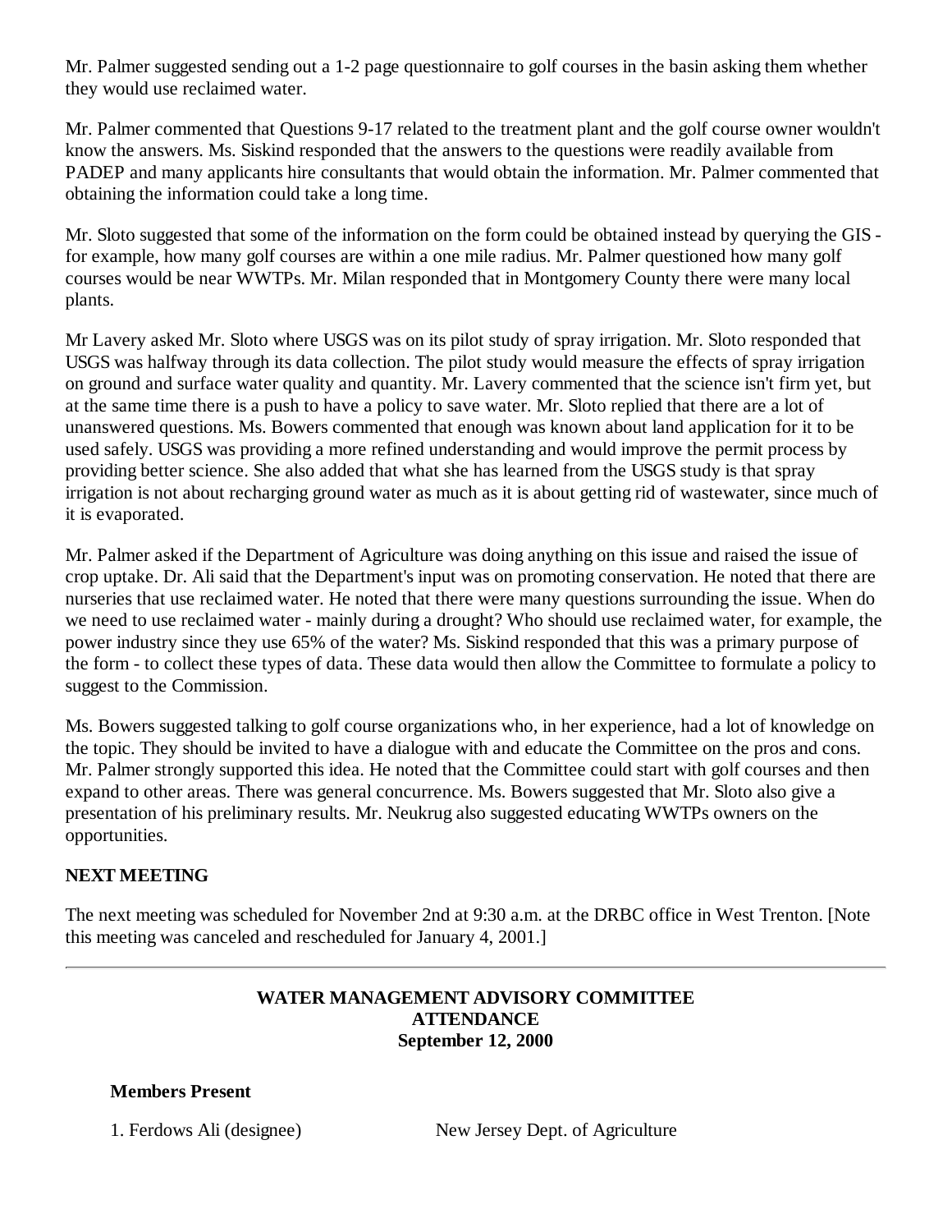Mr. Palmer suggested sending out a 1-2 page questionnaire to golf courses in the basin asking them whether they would use reclaimed water.

Mr. Palmer commented that Questions 9-17 related to the treatment plant and the golf course owner wouldn't know the answers. Ms. Siskind responded that the answers to the questions were readily available from PADEP and many applicants hire consultants that would obtain the information. Mr. Palmer commented that obtaining the information could take a long time.

Mr. Sloto suggested that some of the information on the form could be obtained instead by querying the GIS - for example, how many golf courses are within a one mile radius. Mr. Palmer questioned how many golf courses would be near WWTPs. Mr. Milan responded that in Montgomery County there were many local plants.

Mr Lavery asked Mr. Sloto where USGS was on its pilot study of spray irrigation. Mr. Sloto responded that USGS was halfway through its data collection. The pilot study would measure the effects of spray irrigation on ground and surface water quality and quantity. Mr. Lavery commented that the science isn't firm yet, but at the same time there is a push to have a policy to save water. Mr. Sloto replied that there are a lot of unanswered questions. Ms. Bowers commented that enough was known about land application for it to be used safely. USGS was providing a more refined understanding and would improve the permit process by providing better science. She also added that what she has learned from the USGS study is that spray irrigation is not about recharging ground water as much as it is about getting rid of wastewater, since much of it is evaporated.

Mr. Palmer asked if the Department of Agriculture was doing anything on this issue and raised the issue of crop uptake. Dr. Ali said that the Department's input was on promoting conservation. He noted that there are nurseries that use reclaimed water. He noted that there were many questions surrounding the issue. When do we need to use reclaimed water - mainly during a drought? Who should use reclaimed water, for example, the power industry since they use 65% of the water? Ms. Siskind responded that this was a primary purpose of the form - to collect these types of data. These data would then allow the Committee to formulate a policy to suggest to the Commission.

Ms. Bowers suggested talking to golf course organizations who, in her experience, had a lot of knowledge on the topic. They should be invited to have a dialogue with and educate the Committee on the pros and cons. Mr. Palmer strongly supported this idea. He noted that the Committee could start with golf courses and then expand to other areas. There was general concurrence. Ms. Bowers suggested that Mr. Sloto also give a presentation of his preliminary results. Mr. Neukrug also suggested educating WWTPs owners on the opportunities.

**NEXT MEETING**

The next meeting was scheduled for November 2nd at 9:30 a.m. at the DRBC office in West Trenton. [Note this meeting was canceled and rescheduled for January 4, 2001.]

---

**WATER MANAGEMENT ADVISORY COMMITTEE**
**ATTENDANCE**
**September 12, 2000**

**Members Present**

| | |
|---|---|
| 1. Ferdows Ali (designee) | New Jersey Dept. of Agriculture |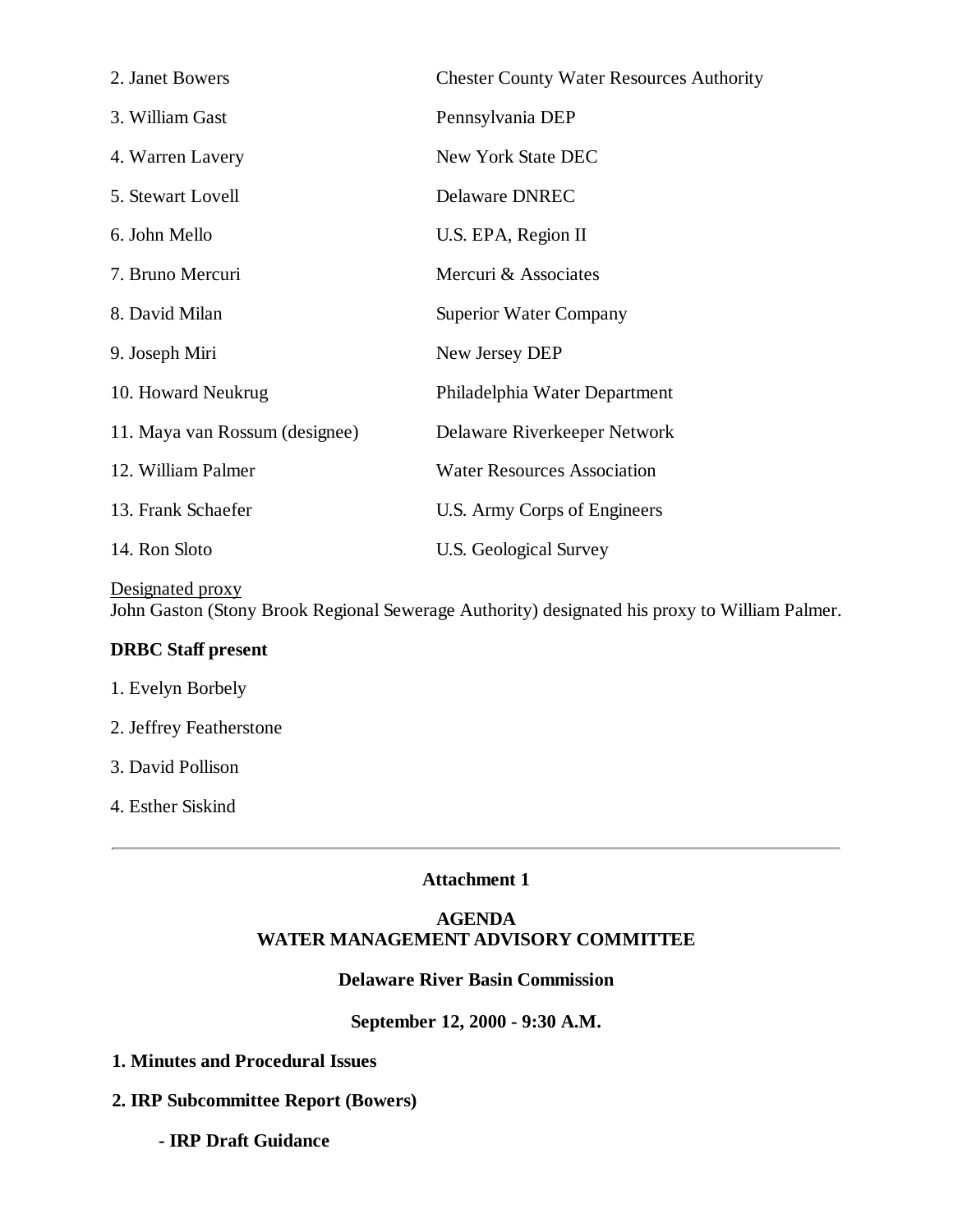| | |
|---|---|
| 2. Janet Bowers | Chester County Water Resources Authority |
| 3. William Gast | Pennsylvania DEP |
| 4. Warren Lavery | New York State DEC |
| 5. Stewart Lovell | Delaware DNREC |
| 6. John Mello | U.S. EPA, Region II |
| 7. Bruno Mercuri | Mercuri & Associates |
| 8. David Milan | Superior Water Company |
| 9. Joseph Miri | New Jersey DEP |
| 10. Howard Neukrug | Philadelphia Water Department |
| 11. Maya van Rossum (designee) | Delaware Riverkeeper Network |
| 12. William Palmer | Water Resources Association |
| 13. Frank Schaefer | U.S. Army Corps of Engineers |
| 14. Ron Sloto | U.S. Geological Survey |

Designated proxy
John Gaston (Stony Brook Regional Sewerage Authority) designated his proxy to William Palmer.

**DRBC Staff present**

1. Evelyn Borbely
2. Jeffrey Featherstone
3. David Pollison
4. Esther Siskind

---

**Attachment 1**

**AGENDA**
**WATER MANAGEMENT ADVISORY COMMITTEE**

**Delaware River Basin Commission**

**September 12, 2000 - 9:30 A.M.**

**1. Minutes and Procedural Issues**

**2. IRP Subcommittee Report (Bowers)**

- **IRP Draft Guidance**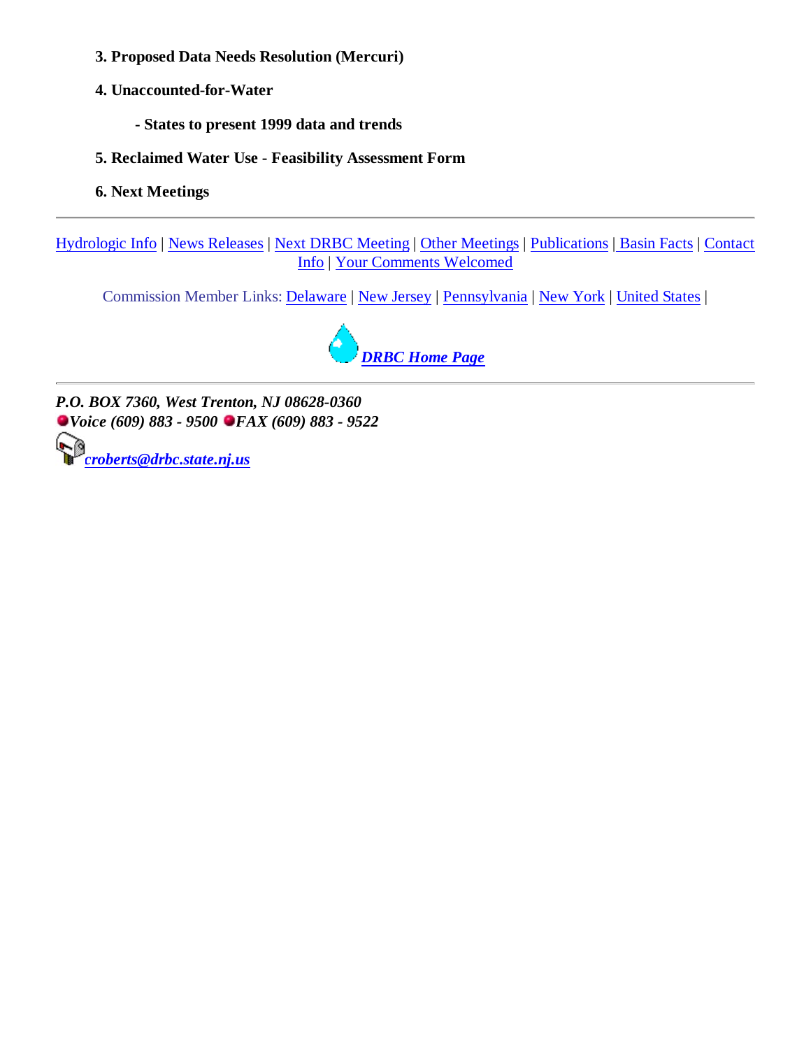**3. Proposed Data Needs Resolution (Mercuri)**

**4. Unaccounted-for-Water**

**- States to present 1999 data and trends**

**5. Reclaimed Water Use - Feasibility Assessment Form**

**6. Next Meetings**

---

Hydrologic Info | News Releases | Next DRBC Meeting | Other Meetings | Publications | Basin Facts | Contact Info | Your Comments Welcomed

Commission Member Links: Delaware | New Jersey | Pennsylvania | New York | United States |

***DRBC Home Page***

---

***P.O. BOX 7360, West Trenton, NJ 08628-0360***
***Voice (609) 883 - 9500 FAX (609) 883 - 9522***
***croberts@drbc.state.nj.us***